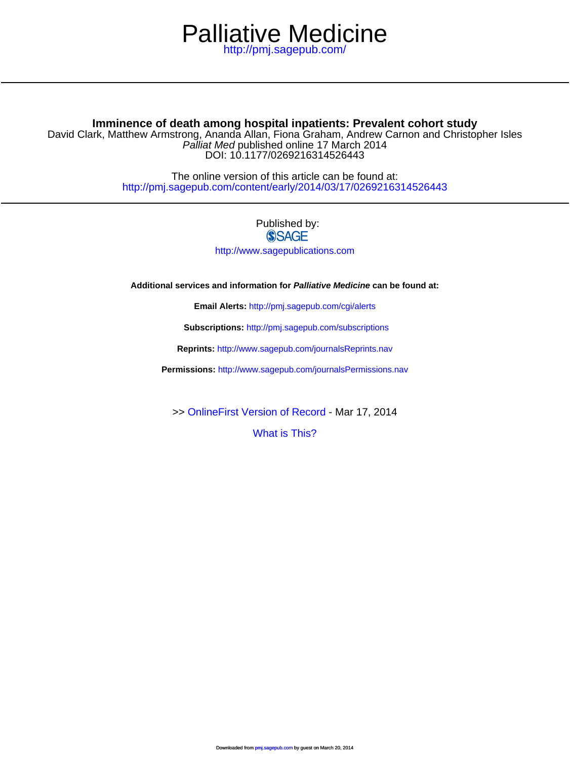# Palliative Medicine

http://pmj.sagepub.com/

## Imminence of death among hospital inpatients: Prevalent cohort study

David Clark, Matthew Armstrong, Ananda Allan, Fiona Graham, Andrew Carnon and Christopher Isles

*Palliat Med* published online 17 March 2014

DOI: 10.1177/0269216314526443

The online version of this article can be found at:

http://pmj.sagepub.com/content/early/2014/03/17/0269216314526443

Published by:

SAGE

http://www.sagepublications.com

**Additional services and information for *Palliative Medicine* can be found at:**

**Email Alerts:** http://pmj.sagepub.com/cgi/alerts

**Subscriptions:** http://pmj.sagepub.com/subscriptions

**Reprints:** http://www.sagepub.com/journalsReprints.nav

**Permissions:** http://www.sagepub.com/journalsPermissions.nav

>> OnlineFirst Version of Record - Mar 17, 2014

What is This?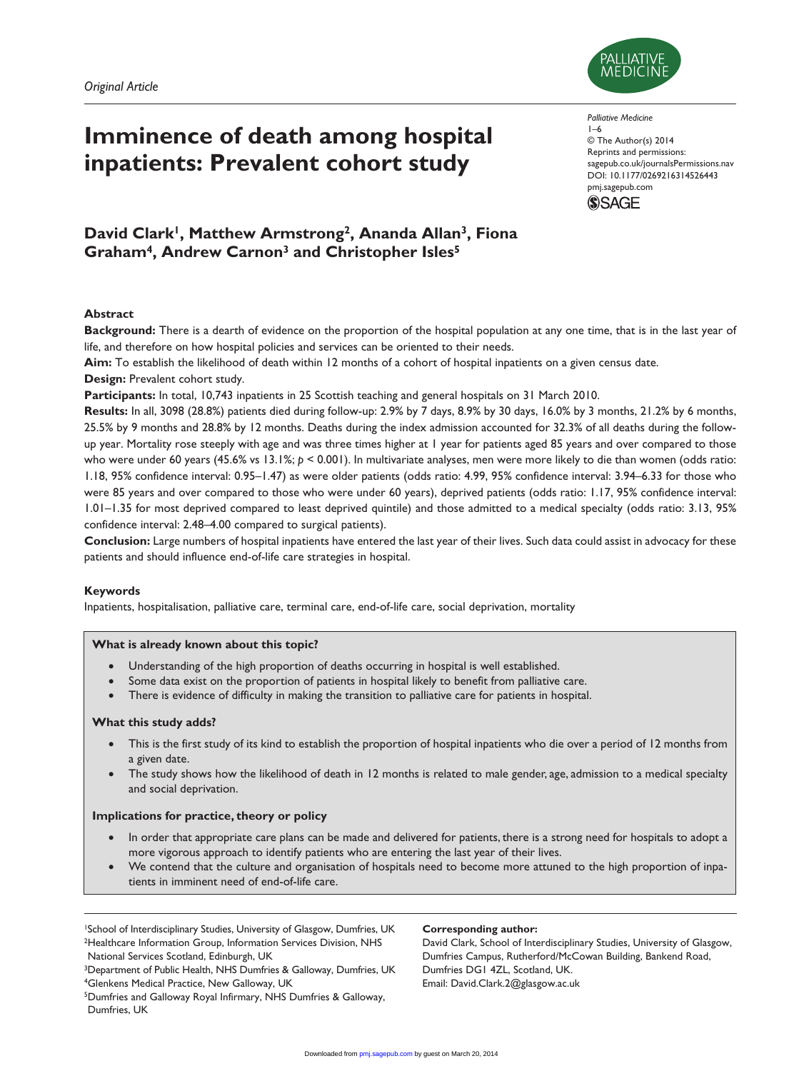*Original Article*

# Imminence of death among hospital inpatients: Prevalent cohort study

**David Clark[1], Matthew Armstrong[2], Ananda Allan[3], Fiona Graham[4], Andrew Carnon[3] and Christopher Isles[5]**

*Palliative Medicine*
1–6
© The Author(s) 2014
Reprints and permissions: sagepub.co.uk/journalsPermissions.nav
DOI: 10.1177/0269216314526443
pmj.sagepub.com

### Abstract

**Background:** There is a dearth of evidence on the proportion of the hospital population at any one time, that is in the last year of life, and therefore on how hospital policies and services can be oriented to their needs.

**Aim:** To establish the likelihood of death within 12 months of a cohort of hospital inpatients on a given census date.

**Design:** Prevalent cohort study.

**Participants:** In total, 10,743 inpatients in 25 Scottish teaching and general hospitals on 31 March 2010.

**Results:** In all, 3098 (28.8%) patients died during follow-up: 2.9% by 7 days, 8.9% by 30 days, 16.0% by 3 months, 21.2% by 6 months, 25.5% by 9 months and 28.8% by 12 months. Deaths during the index admission accounted for 32.3% of all deaths during the follow-up year. Mortality rose steeply with age and was three times higher at 1 year for patients aged 85 years and over compared to those who were under 60 years (45.6% vs 13.1%; $p < 0.001$). In multivariate analyses, men were more likely to die than women (odds ratio: 1.18, 95% confidence interval: 0.95–1.47) as were older patients (odds ratio: 4.99, 95% confidence interval: 3.94–6.33 for those who were 85 years and over compared to those who were under 60 years), deprived patients (odds ratio: 1.17, 95% confidence interval: 1.01–1.35 for most deprived compared to least deprived quintile) and those admitted to a medical specialty (odds ratio: 3.13, 95% confidence interval: 2.48–4.00 compared to surgical patients).

**Conclusion:** Large numbers of hospital inpatients have entered the last year of their lives. Such data could assist in advocacy for these patients and should influence end-of-life care strategies in hospital.

### Keywords

Inpatients, hospitalisation, palliative care, terminal care, end-of-life care, social deprivation, mortality

#### What is already known about this topic?

- Understanding of the high proportion of deaths occurring in hospital is well established.
- Some data exist on the proportion of patients in hospital likely to benefit from palliative care.
- There is evidence of difficulty in making the transition to palliative care for patients in hospital.

#### What this study adds?

- This is the first study of its kind to establish the proportion of hospital inpatients who die over a period of 12 months from a given date.
- The study shows how the likelihood of death in 12 months is related to male gender, age, admission to a medical specialty and social deprivation.

#### Implications for practice, theory or policy

- In order that appropriate care plans can be made and delivered for patients, there is a strong need for hospitals to adopt a more vigorous approach to identify patients who are entering the last year of their lives.
- We contend that the culture and organisation of hospitals need to become more attuned to the high proportion of inpatients in imminent need of end-of-life care.

[1]School of Interdisciplinary Studies, University of Glasgow, Dumfries, UK
[2]Healthcare Information Group, Information Services Division, NHS National Services Scotland, Edinburgh, UK
[3]Department of Public Health, NHS Dumfries & Galloway, Dumfries, UK
[4]Glenkens Medical Practice, New Galloway, UK
[5]Dumfries and Galloway Royal Infirmary, NHS Dumfries & Galloway, Dumfries, UK

**Corresponding author:**
David Clark, School of Interdisciplinary Studies, University of Glasgow, Dumfries Campus, Rutherford/McCowan Building, Bankend Road, Dumfries DG1 4ZL, Scotland, UK.
Email: David.Clark.2@glasgow.ac.uk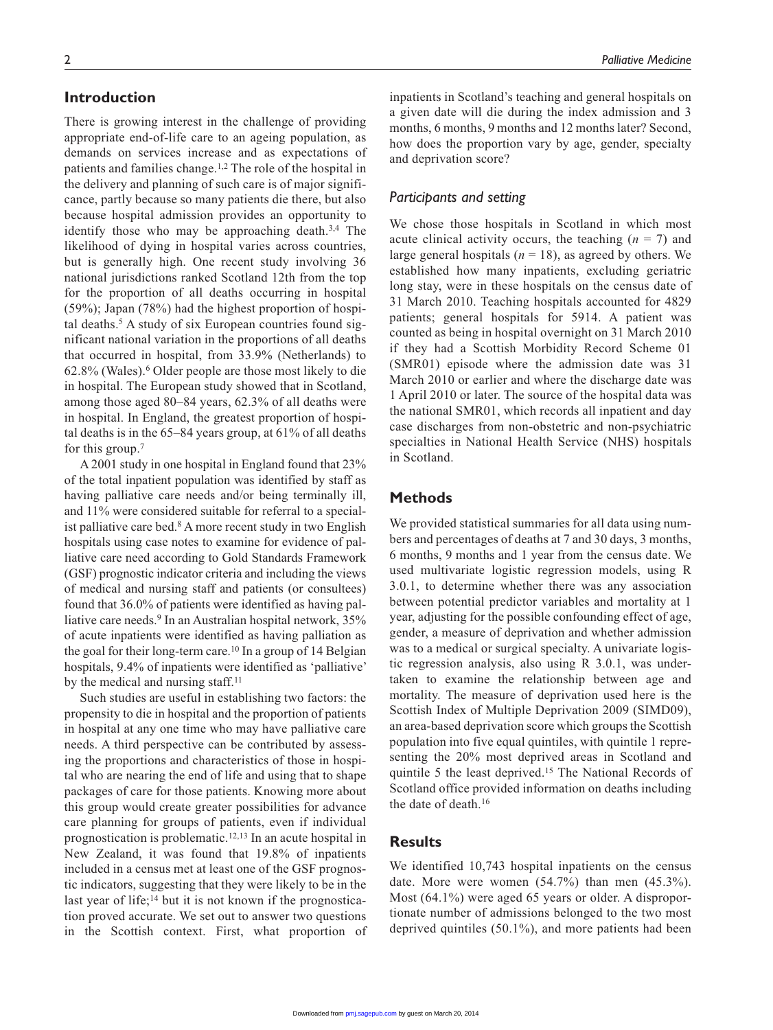## Introduction

There is growing interest in the challenge of providing appropriate end-of-life care to an ageing population, as demands on services increase and as expectations of patients and families change.[1,2] The role of the hospital in the delivery and planning of such care is of major significance, partly because so many patients die there, but also because hospital admission provides an opportunity to identify those who may be approaching death.[3,4] The likelihood of dying in hospital varies across countries, but is generally high. One recent study involving 36 national jurisdictions ranked Scotland 12th from the top for the proportion of all deaths occurring in hospital (59%); Japan (78%) had the highest proportion of hospital deaths.[5] A study of six European countries found significant national variation in the proportions of all deaths that occurred in hospital, from 33.9% (Netherlands) to 62.8% (Wales).[6] Older people are those most likely to die in hospital. The European study showed that in Scotland, among those aged 80–84 years, 62.3% of all deaths were in hospital. In England, the greatest proportion of hospital deaths is in the 65–84 years group, at 61% of all deaths for this group.[7]

A 2001 study in one hospital in England found that 23% of the total inpatient population was identified by staff as having palliative care needs and/or being terminally ill, and 11% were considered suitable for referral to a specialist palliative care bed.[8] A more recent study in two English hospitals using case notes to examine for evidence of palliative care need according to Gold Standards Framework (GSF) prognostic indicator criteria and including the views of medical and nursing staff and patients (or consultees) found that 36.0% of patients were identified as having palliative care needs.[9] In an Australian hospital network, 35% of acute inpatients were identified as having palliation as the goal for their long-term care.[10] In a group of 14 Belgian hospitals, 9.4% of inpatients were identified as 'palliative' by the medical and nursing staff.[11]

Such studies are useful in establishing two factors: the propensity to die in hospital and the proportion of patients in hospital at any one time who may have palliative care needs. A third perspective can be contributed by assessing the proportions and characteristics of those in hospital who are nearing the end of life and using that to shape packages of care for those patients. Knowing more about this group would create greater possibilities for advance care planning for groups of patients, even if individual prognostication is problematic.[12,13] In an acute hospital in New Zealand, it was found that 19.8% of inpatients included in a census met at least one of the GSF prognostic indicators, suggesting that they were likely to be in the last year of life;[14] but it is not known if the prognostication proved accurate. We set out to answer two questions in the Scottish context. First, what proportion of inpatients in Scotland's teaching and general hospitals on a given date will die during the index admission and 3 months, 6 months, 9 months and 12 months later? Second, how does the proportion vary by age, gender, specialty and deprivation score?

### *Participants and setting*

We chose those hospitals in Scotland in which most acute clinical activity occurs, the teaching ($n = 7$) and large general hospitals ($n = 18$), as agreed by others. We established how many inpatients, excluding geriatric long stay, were in these hospitals on the census date of 31 March 2010. Teaching hospitals accounted for 4829 patients; general hospitals for 5914. A patient was counted as being in hospital overnight on 31 March 2010 if they had a Scottish Morbidity Record Scheme 01 (SMR01) episode where the admission date was 31 March 2010 or earlier and where the discharge date was 1 April 2010 or later. The source of the hospital data was the national SMR01, which records all inpatient and day case discharges from non-obstetric and non-psychiatric specialties in National Health Service (NHS) hospitals in Scotland.

## Methods

We provided statistical summaries for all data using numbers and percentages of deaths at 7 and 30 days, 3 months, 6 months, 9 months and 1 year from the census date. We used multivariate logistic regression models, using R 3.0.1, to determine whether there was any association between potential predictor variables and mortality at 1 year, adjusting for the possible confounding effect of age, gender, a measure of deprivation and whether admission was to a medical or surgical specialty. A univariate logistic regression analysis, also using R 3.0.1, was undertaken to examine the relationship between age and mortality. The measure of deprivation used here is the Scottish Index of Multiple Deprivation 2009 (SIMD09), an area-based deprivation score which groups the Scottish population into five equal quintiles, with quintile 1 representing the 20% most deprived areas in Scotland and quintile 5 the least deprived.[15] The National Records of Scotland office provided information on deaths including the date of death.[16]

## Results

We identified 10,743 hospital inpatients on the census date. More were women (54.7%) than men (45.3%). Most (64.1%) were aged 65 years or older. A disproportionate number of admissions belonged to the two most deprived quintiles (50.1%), and more patients had been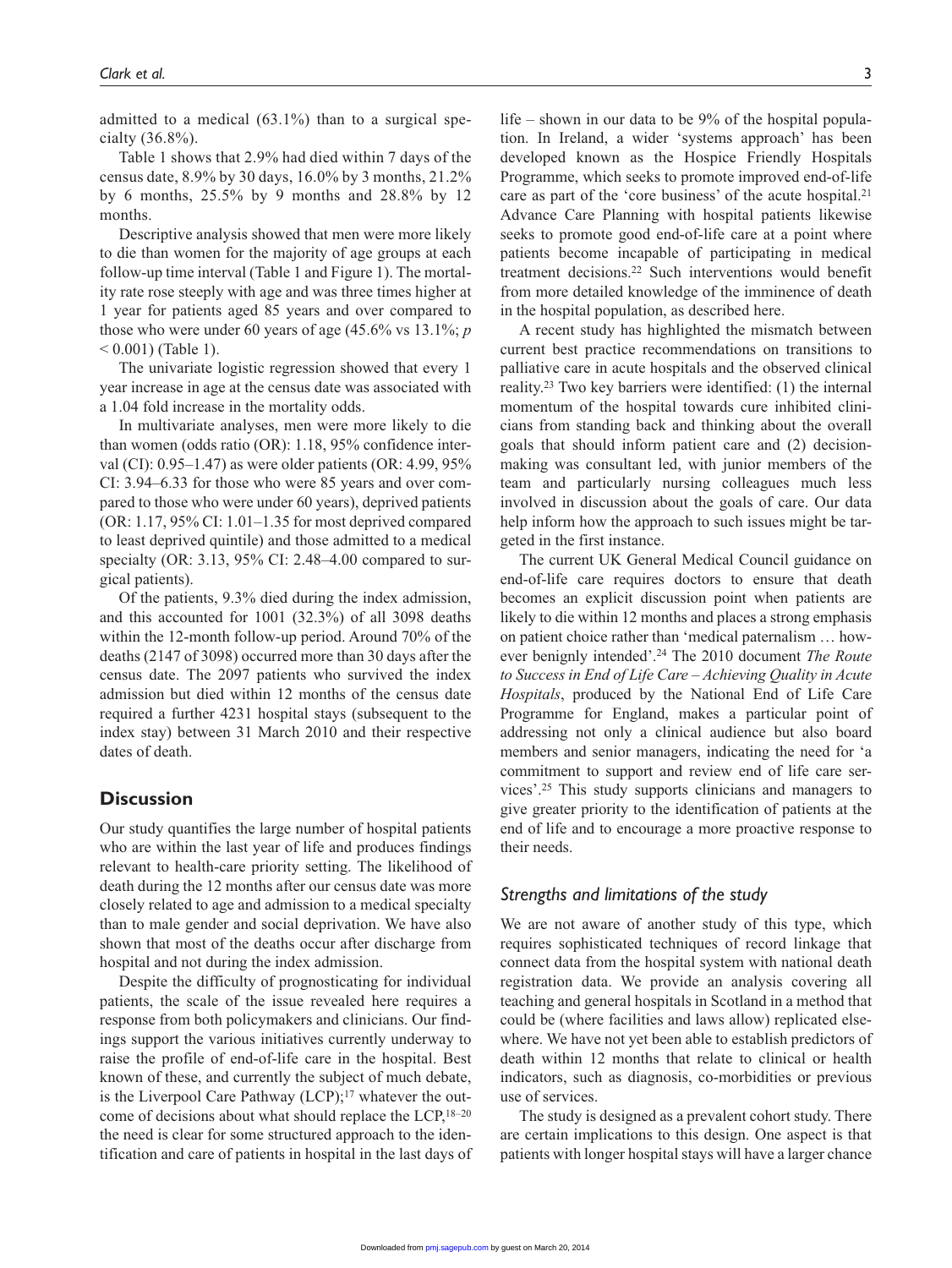admitted to a medical (63.1%) than to a surgical specialty (36.8%).

Table 1 shows that 2.9% had died within 7 days of the census date, 8.9% by 30 days, 16.0% by 3 months, 21.2% by 6 months, 25.5% by 9 months and 28.8% by 12 months.

Descriptive analysis showed that men were more likely to die than women for the majority of age groups at each follow-up time interval (Table 1 and Figure 1). The mortality rate rose steeply with age and was three times higher at 1 year for patients aged 85 years and over compared to those who were under 60 years of age (45.6% vs 13.1%; $p < 0.001$) (Table 1).

The univariate logistic regression showed that every 1 year increase in age at the census date was associated with a 1.04 fold increase in the mortality odds.

In multivariate analyses, men were more likely to die than women (odds ratio (OR): 1.18, 95% confidence interval (CI): 0.95–1.47) as were older patients (OR: 4.99, 95% CI: 3.94–6.33 for those who were 85 years and over compared to those who were under 60 years), deprived patients (OR: 1.17, 95% CI: 1.01–1.35 for most deprived compared to least deprived quintile) and those admitted to a medical specialty (OR: 3.13, 95% CI: 2.48–4.00 compared to surgical patients).

Of the patients, 9.3% died during the index admission, and this accounted for 1001 (32.3%) of all 3098 deaths within the 12-month follow-up period. Around 70% of the deaths (2147 of 3098) occurred more than 30 days after the census date. The 2097 patients who survived the index admission but died within 12 months of the census date required a further 4231 hospital stays (subsequent to the index stay) between 31 March 2010 and their respective dates of death.

## Discussion

Our study quantifies the large number of hospital patients who are within the last year of life and produces findings relevant to health-care priority setting. The likelihood of death during the 12 months after our census date was more closely related to age and admission to a medical specialty than to male gender and social deprivation. We have also shown that most of the deaths occur after discharge from hospital and not during the index admission.

Despite the difficulty of prognosticating for individual patients, the scale of the issue revealed here requires a response from both policymakers and clinicians. Our findings support the various initiatives currently underway to raise the profile of end-of-life care in the hospital. Best known of these, and currently the subject of much debate, is the Liverpool Care Pathway (LCP);[17] whatever the outcome of decisions about what should replace the LCP,[18–20] the need is clear for some structured approach to the identification and care of patients in hospital in the last days of life – shown in our data to be 9% of the hospital population. In Ireland, a wider 'systems approach' has been developed known as the Hospice Friendly Hospitals Programme, which seeks to promote improved end-of-life care as part of the 'core business' of the acute hospital.[21] Advance Care Planning with hospital patients likewise seeks to promote good end-of-life care at a point where patients become incapable of participating in medical treatment decisions.[22] Such interventions would benefit from more detailed knowledge of the imminence of death in the hospital population, as described here.

A recent study has highlighted the mismatch between current best practice recommendations on transitions to palliative care in acute hospitals and the observed clinical reality.[23] Two key barriers were identified: (1) the internal momentum of the hospital towards cure inhibited clinicians from standing back and thinking about the overall goals that should inform patient care and (2) decision-making was consultant led, with junior members of the team and particularly nursing colleagues much less involved in discussion about the goals of care. Our data help inform how the approach to such issues might be targeted in the first instance.

The current UK General Medical Council guidance on end-of-life care requires doctors to ensure that death becomes an explicit discussion point when patients are likely to die within 12 months and places a strong emphasis on patient choice rather than 'medical paternalism … however benignly intended'.[24] The 2010 document *The Route to Success in End of Life Care – Achieving Quality in Acute Hospitals*, produced by the National End of Life Care Programme for England, makes a particular point of addressing not only a clinical audience but also board members and senior managers, indicating the need for 'a commitment to support and review end of life care services'.[25] This study supports clinicians and managers to give greater priority to the identification of patients at the end of life and to encourage a more proactive response to their needs.

### *Strengths and limitations of the study*

We are not aware of another study of this type, which requires sophisticated techniques of record linkage that connect data from the hospital system with national death registration data. We provide an analysis covering all teaching and general hospitals in Scotland in a method that could be (where facilities and laws allow) replicated elsewhere. We have not yet been able to establish predictors of death within 12 months that relate to clinical or health indicators, such as diagnosis, co-morbidities or previous use of services.

The study is designed as a prevalent cohort study. There are certain implications to this design. One aspect is that patients with longer hospital stays will have a larger chance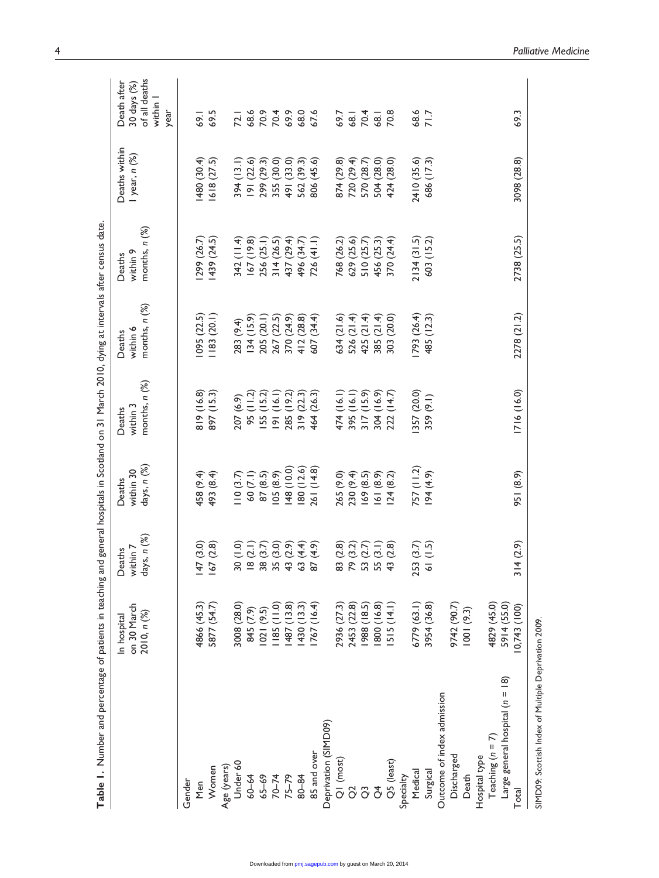**Table 1.** Number and percentage of patients in teaching and general hospitals in Scotland on 31 March 2010, dying at intervals after census date.

| | In hospital on 30 March 2010, n (%) | Deaths within 7 days, n (%) | Deaths within 30 days, n (%) | Deaths within 3 months, n (%) | Deaths within 6 months, n (%) | Deaths within 9 months, n (%) | Deaths within 1 year, n (%) | Death after 30 days (%) of all deaths within 1 year |
|---|---|---|---|---|---|---|---|---|
| Gender | | | | | | | | |
| Men | 4866 (45.3) | 147 (3.0) | 458 (9.4) | 819 (16.8) | 1095 (22.5) | 1299 (26.7) | 1480 (30.4) | 69.1 |
| Women | 5877 (54.7) | 167 (2.8) | 493 (8.4) | 897 (15.3) | 1183 (20.1) | 1439 (24.5) | 1618 (27.5) | 69.5 |
| Age (years) | | | | | | | | |
| Under 60 | 3008 (28.0) | 30 (1.0) | 110 (3.7) | 207 (6.9) | 283 (9.4) | 342 (11.4) | 394 (13.1) | 72.1 |
| 60–64 | 845 (7.9) | 18 (2.1) | 60 (7.1) | 95 (11.2) | 134 (15.9) | 167 (19.8) | 191 (22.6) | 68.6 |
| 65–69 | 1021 (9.5) | 38 (3.7) | 87 (8.5) | 155 (15.2) | 205 (20.1) | 256 (25.1) | 299 (29.3) | 70.9 |
| 70–74 | 1185 (11.0) | 35 (3.0) | 105 (8.9) | 191 (16.1) | 267 (22.5) | 314 (26.5) | 355 (30.0) | 70.4 |
| 75–79 | 1487 (13.8) | 43 (2.9) | 148 (10.0) | 285 (19.2) | 370 (24.9) | 437 (29.4) | 491 (33.0) | 69.9 |
| 80–84 | 1430 (13.3) | 63 (4.4) | 180 (12.6) | 319 (22.3) | 412 (28.8) | 496 (34.7) | 562 (39.3) | 68.0 |
| 85 and over | 1767 (16.4) | 87 (4.9) | 261 (14.8) | 464 (26.3) | 607 (34.4) | 726 (41.1) | 806 (45.6) | 67.6 |
| Deprivation (SIMD09) | | | | | | | | |
| Q1 (most) | 2936 (27.3) | 83 (2.8) | 265 (9.0) | 474 (16.1) | 634 (21.6) | 768 (26.2) | 874 (29.8) | 69.7 |
| Q2 | 2453 (22.8) | 79 (3.2) | 230 (9.4) | 395 (16.1) | 526 (21.4) | 629 (25.6) | 720 (29.4) | 68.1 |
| Q3 | 1988 (18.5) | 53 (2.7) | 169 (8.5) | 317 (15.9) | 425 (21.4) | 510 (25.7) | 570 (28.7) | 70.4 |
| Q4 | 1800 (16.8) | 55 (3.1) | 161 (8.9) | 304 (16.9) | 385 (21.4) | 456 (25.3) | 504 (28.0) | 68.1 |
| Q5 (least) | 1515 (14.1) | 43 (2.8) | 124 (8.2) | 222 (14.7) | 303 (20.0) | 370 (24.4) | 424 (28.0) | 70.8 |
| Specialty | | | | | | | | |
| Medical | 6779 (63.1) | 253 (3.7) | 757 (11.2) | 1357 (20.0) | 1793 (26.4) | 2134 (31.5) | 2410 (35.6) | 68.6 |
| Surgical | 3954 (36.8) | 61 (1.5) | 194 (4.9) | 359 (9.1) | 485 (12.3) | 603 (15.2) | 686 (17.3) | 71.7 |
| Outcome of index admission | | | | | | | | |
| Discharged | 9742 (90.7) | | | | | | | |
| Death | 1001 (9.3) | | | | | | | |
| Hospital type | | | | | | | | |
| Teaching (n = 7) | 4829 (45.0) | | | | | | | |
| Large general hospital (n = 18) | 5914 (55.0) | | | | | | | |
| Total | 10,743 (100) | 314 (2.9) | 951 (8.9) | 1716 (16.0) | 2278 (21.2) | 2738 (25.5) | 3098 (28.8) | 69.3 |

SIMD09: Scottish Index of Multiple Deprivation 2009.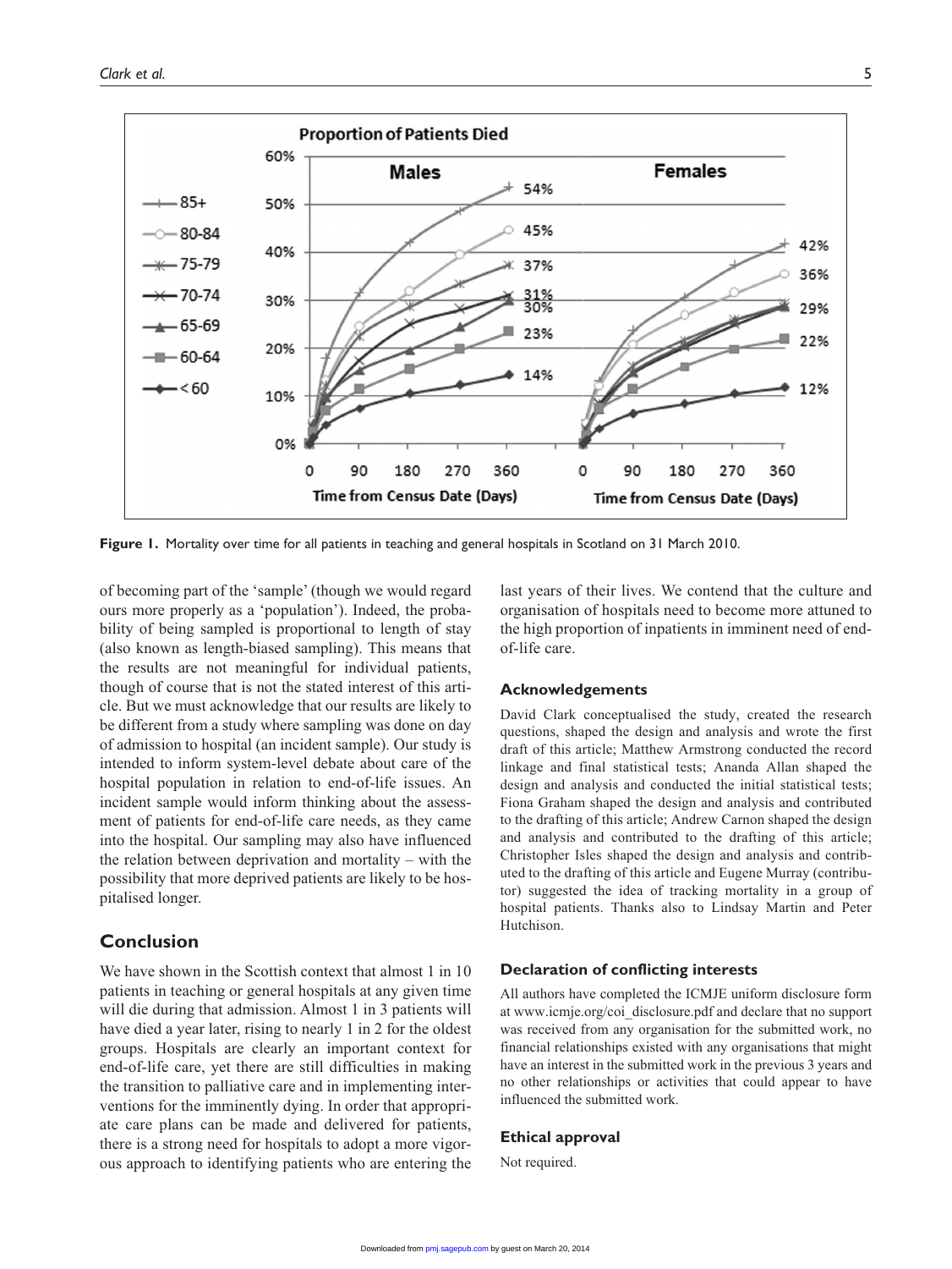Proportion of Patients Died

Males

Females

60%
50%
40%
30%
20%
10%
0%

85+
80-84
75-79
70-74
65-69
60-64
<60

54%
45%
37%
31%
30%
23%
14%

42%
36%
29%
22%
12%

0 90 180 270 360

Time from Census Date (Days)

0 90 180 270 360

Time from Census Date (Days)

**Figure 1.** Mortality over time for all patients in teaching and general hospitals in Scotland on 31 March 2010.

of becoming part of the 'sample' (though we would regard ours more properly as a 'population'). Indeed, the probability of being sampled is proportional to length of stay (also known as length-biased sampling). This means that the results are not meaningful for individual patients, though of course that is not the stated interest of this article. But we must acknowledge that our results are likely to be different from a study where sampling was done on day of admission to hospital (an incident sample). Our study is intended to inform system-level debate about care of the hospital population in relation to end-of-life issues. An incident sample would inform thinking about the assessment of patients for end-of-life care needs, as they came into the hospital. Our sampling may also have influenced the relation between deprivation and mortality – with the possibility that more deprived patients are likely to be hospitalised longer.

## Conclusion

We have shown in the Scottish context that almost 1 in 10 patients in teaching or general hospitals at any given time will die during that admission. Almost 1 in 3 patients will have died a year later, rising to nearly 1 in 2 for the oldest groups. Hospitals are clearly an important context for end-of-life care, yet there are still difficulties in making the transition to palliative care and in implementing interventions for the imminently dying. In order that appropriate care plans can be made and delivered for patients, there is a strong need for hospitals to adopt a more vigorous approach to identifying patients who are entering the last years of their lives. We contend that the culture and organisation of hospitals need to become more attuned to the high proportion of inpatients in imminent need of end-of-life care.

### Acknowledgements

David Clark conceptualised the study, created the research questions, shaped the design and analysis and wrote the first draft of this article; Matthew Armstrong conducted the record linkage and final statistical tests; Ananda Allan shaped the design and analysis and conducted the initial statistical tests; Fiona Graham shaped the design and analysis and contributed to the drafting of this article; Andrew Carnon shaped the design and analysis and contributed to the drafting of this article; Christopher Isles shaped the design and analysis and contributed to the drafting of this article and Eugene Murray (contributor) suggested the idea of tracking mortality in a group of hospital patients. Thanks also to Lindsay Martin and Peter Hutchison.

### Declaration of conflicting interests

All authors have completed the ICMJE uniform disclosure form at www.icmje.org/coi_disclosure.pdf and declare that no support was received from any organisation for the submitted work, no financial relationships existed with any organisations that might have an interest in the submitted work in the previous 3 years and no other relationships or activities that could appear to have influenced the submitted work.

### Ethical approval

Not required.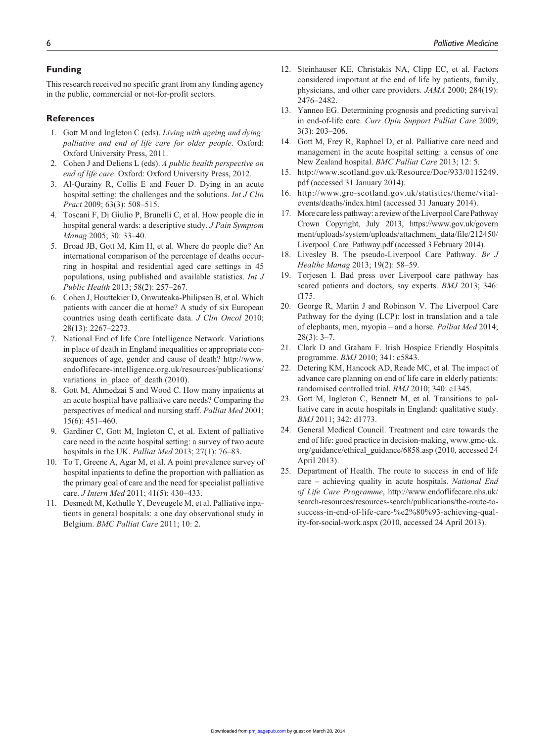## Funding

This research received no specific grant from any funding agency in the public, commercial or not-for-profit sectors.

## References

1. Gott M and Ingleton C (eds). *Living with ageing and dying: palliative and end of life care for older people*. Oxford: Oxford University Press, 2011.
2. Cohen J and Deliens L (eds). *A public health perspective on end of life care*. Oxford: Oxford University Press, 2012.
3. Al-Qurainy R, Collis E and Feuer D. Dying in an acute hospital setting: the challenges and the solutions. *Int J Clin Pract* 2009; 63(3): 508–515.
4. Toscani F, Di Giulio P, Brunelli C, et al. How people die in hospital general wards: a descriptive study. *J Pain Symptom Manag* 2005; 30: 33–40.
5. Broad JB, Gott M, Kim H, et al. Where do people die? An international comparison of the percentage of deaths occurring in hospital and residential aged care settings in 45 populations, using published and available statistics. *Int J Public Health* 2013; 58(2): 257–267.
6. Cohen J, Houttekier D, Onwuteaka-Philipsen B, et al. Which patients with cancer die at home? A study of six European countries using death certificate data. *J Clin Oncol* 2010; 28(13): 2267–2273.
7. National End of life Care Intelligence Network. Variations in place of death in England inequalities or appropriate consequences of age, gender and cause of death? http://www.endoflifecare-intelligence.org.uk/resources/publications/variations_in_place_of_death (2010).
8. Gott M, Ahmedzai S and Wood C. How many inpatients at an acute hospital have palliative care needs? Comparing the perspectives of medical and nursing staff. *Palliat Med* 2001; 15(6): 451–460.
9. Gardiner C, Gott M, Ingleton C, et al. Extent of palliative care need in the acute hospital setting: a survey of two acute hospitals in the UK. *Palliat Med* 2013; 27(1): 76–83.
10. To T, Greene A, Agar M, et al. A point prevalence survey of hospital inpatients to define the proportion with palliation as the primary goal of care and the need for specialist palliative care. *J Intern Med* 2011; 41(5): 430–433.
11. Desmedt M, Kethulle Y, Deveugele M, et al. Palliative inpatients in general hospitals: a one day observational study in Belgium. *BMC Palliat Care* 2011; 10: 2.
12. Steinhauser KE, Christakis NA, Clipp EC, et al. Factors considered important at the end of life by patients, family, physicians, and other care providers. *JAMA* 2000; 284(19): 2476–2482.
13. Yanneo EG. Determining prognosis and predicting survival in end-of-life care. *Curr Opin Support Palliat Care* 2009; 3(3): 203–206.
14. Gott M, Frey R, Raphael D, et al. Palliative care need and management in the acute hospital setting: a census of one New Zealand hospital. *BMC Palliat Care* 2013; 12: 5.
15. http://www.scotland.gov.uk/Resource/Doc/933/0115249.pdf (accessed 31 January 2014).
16. http://www.gro-scotland.gov.uk/statistics/theme/vital-events/deaths/index.html (accessed 31 January 2014).
17. More care less pathway: a review of the Liverpool Care Pathway Crown Copyright, July 2013, https://www.gov.uk/government/uploads/system/uploads/attachment_data/file/212450/Liverpool_Care_Pathway.pdf (accessed 3 February 2014).
18. Livesley B. The pseudo-Liverpool Care Pathway. *Br J Healthc Manag* 2013; 19(2): 58–59.
19. Torjesen I. Bad press over Liverpool care pathway has scared patients and doctors, say experts. *BMJ* 2013; 346: f175.
20. George R, Martin J and Robinson V. The Liverpool Care Pathway for the dying (LCP): lost in translation and a tale of elephants, men, myopia – and a horse. *Palliat Med* 2014; 28(3): 3–7.
21. Clark D and Graham F. Irish Hospice Friendly Hospitals programme. *BMJ* 2010; 341: c5843.
22. Detering KM, Hancock AD, Reade MC, et al. The impact of advance care planning on end of life care in elderly patients: randomised controlled trial. *BMJ* 2010; 340: c1345.
23. Gott M, Ingleton C, Bennett M, et al. Transitions to palliative care in acute hospitals in England: qualitative study. *BMJ* 2011; 342: d1773.
24. General Medical Council. Treatment and care towards the end of life: good practice in decision-making, www.gmc-uk.org/guidance/ethical_guidance/6858.asp (2010, accessed 24 April 2013).
25. Department of Health. The route to success in end of life care – achieving quality in acute hospitals. *National End of Life Care Programme*, http://www.endoflifecare.nhs.uk/search-resources/resources-search/publications/the-route-to-success-in-end-of-life-care-%e2%80%93-achieving-quality-for-social-work.aspx (2010, accessed 24 April 2013).